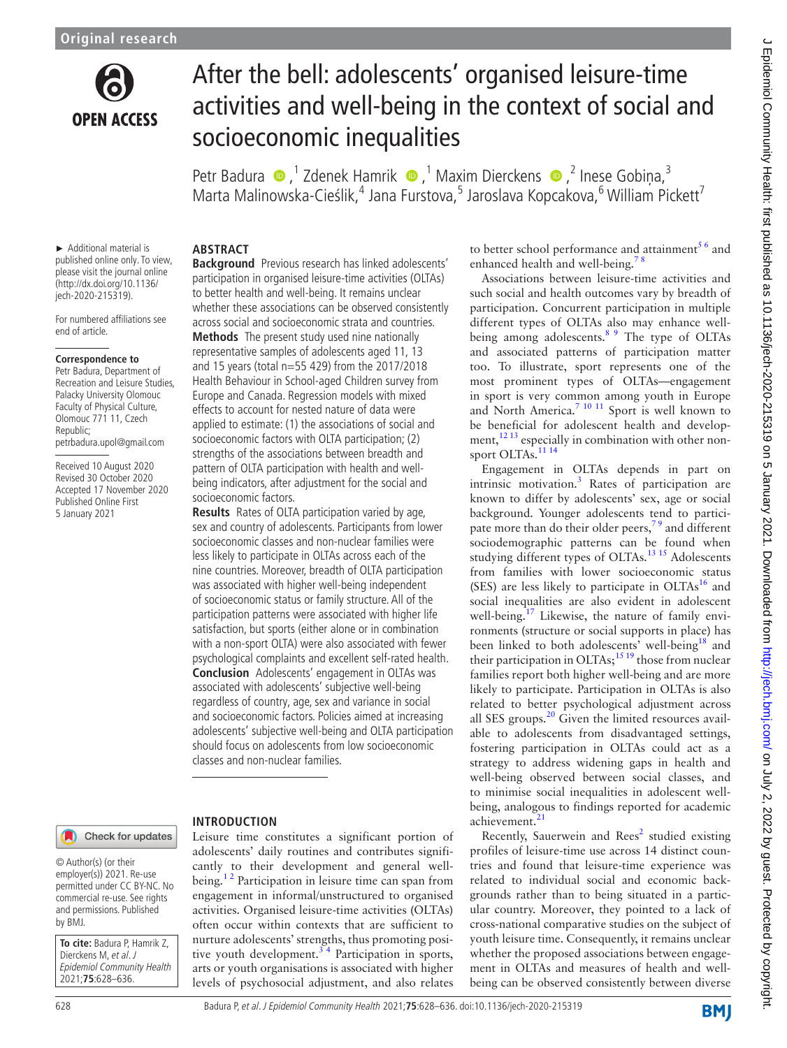Original research

# After the bell: adolescents' organised leisure-time activities and well-being in the context of social and socioeconomic inequalities

Petr Badura,[1] Zdenek Hamrik,[1] Maxim Dierckens,[2] Inese Gobiņa,[3] Marta Malinowska-Cieślik,[4] Jana Furstova,[5] Jaroslava Kopcakova,[6] William Pickett[7]

► Additional material is published online only. To view, please visit the journal online (http://dx.doi.org/10.1136/jech-2020-215319).

For numbered affiliations see end of article.

**Correspondence to**
Petr Badura, Department of Recreation and Leisure Studies, Palacky University Olomouc Faculty of Physical Culture, Olomouc 771 11, Czech Republic; petrbadura.upol@gmail.com

Received 10 August 2020
Revised 30 October 2020
Accepted 17 November 2020
Published Online First 5 January 2021

© Author(s) (or their employer(s)) 2021. Re-use permitted under CC BY-NC. No commercial re-use. See rights and permissions. Published by BMJ.

**To cite:** Badura P, Hamrik Z, Dierckens M, *et al*. *J Epidemiol Community Health* 2021;**75**:628–636.

## ABSTRACT

**Background** Previous research has linked adolescents' participation in organised leisure-time activities (OLTAs) to better health and well-being. It remains unclear whether these associations can be observed consistently across social and socioeconomic strata and countries.
**Methods** The present study used nine nationally representative samples of adolescents aged 11, 13 and 15 years (total n=55 429) from the 2017/2018 Health Behaviour in School-aged Children survey from Europe and Canada. Regression models with mixed effects to account for nested nature of data were applied to estimate: (1) the associations of social and socioeconomic factors with OLTA participation; (2) strengths of the associations between breadth and pattern of OLTA participation with health and well-being indicators, after adjustment for the social and socioeconomic factors.
**Results** Rates of OLTA participation varied by age, sex and country of adolescents. Participants from lower socioeconomic classes and non-nuclear families were less likely to participate in OLTAs across each of the nine countries. Moreover, breadth of OLTA participation was associated with higher well-being independent of socioeconomic status or family structure. All of the participation patterns were associated with higher life satisfaction, but sports (either alone or in combination with a non-sport OLTA) were also associated with fewer psychological complaints and excellent self-rated health.
**Conclusion** Adolescents' engagement in OLTAs was associated with adolescents' subjective well-being regardless of country, age, sex and variance in social and socioeconomic factors. Policies aimed at increasing adolescents' subjective well-being and OLTA participation should focus on adolescents from low socioeconomic classes and non-nuclear families.

## INTRODUCTION

Leisure time constitutes a significant portion of adolescents' daily routines and contributes significantly to their development and general well-being.[1,2] Participation in leisure time can span from engagement in informal/unstructured to organised activities. Organised leisure-time activities (OLTAs) often occur within contexts that are sufficient to nurture adolescents' strengths, thus promoting positive youth development.[3,4] Participation in sports, arts or youth organisations is associated with higher levels of psychosocial adjustment, and also relates to better school performance and attainment[5,6] and enhanced health and well-being.[7,8]

Associations between leisure-time activities and such social and health outcomes vary by breadth of participation. Concurrent participation in multiple different types of OLTAs also may enhance well-being among adolescents.[8,9] The type of OLTAs and associated patterns of participation matter too. To illustrate, sport represents one of the most prominent types of OLTAs—engagement in sport is very common among youth in Europe and North America.[7,10,11] Sport is well known to be beneficial for adolescent health and development,[12,13] especially in combination with other non-sport OLTAs.[11,14]

Engagement in OLTAs depends in part on intrinsic motivation.[3] Rates of participation are known to differ by adolescents' sex, age or social background. Younger adolescents tend to participate more than do their older peers,[7,9] and different sociodemographic patterns can be found when studying different types of OLTAs.[13,15] Adolescents from families with lower socioeconomic status (SES) are less likely to participate in OLTAs[16] and social inequalities are also evident in adolescent well-being.[17] Likewise, the nature of family environments (structure or social supports in place) has been linked to both adolescents' well-being[18] and their participation in OLTAs;[15,19] those from nuclear families report both higher well-being and are more likely to participate. Participation in OLTAs is also related to better psychological adjustment across all SES groups.[20] Given the limited resources available to adolescents from disadvantaged settings, fostering participation in OLTAs could act as a strategy to address widening gaps in health and well-being observed between social classes, and to minimise social inequalities in adolescent well-being, analogous to findings reported for academic achievement.[21]

Recently, Sauerwein and Rees[2] studied existing profiles of leisure-time use across 14 distinct countries and found that leisure-time experience was related to individual social and economic backgrounds rather than to being situated in a particular country. Moreover, they pointed to a lack of cross-national comparative studies on the subject of youth leisure time. Consequently, it remains unclear whether the proposed associations between engagement in OLTAs and measures of health and well-being can be observed consistently between diverse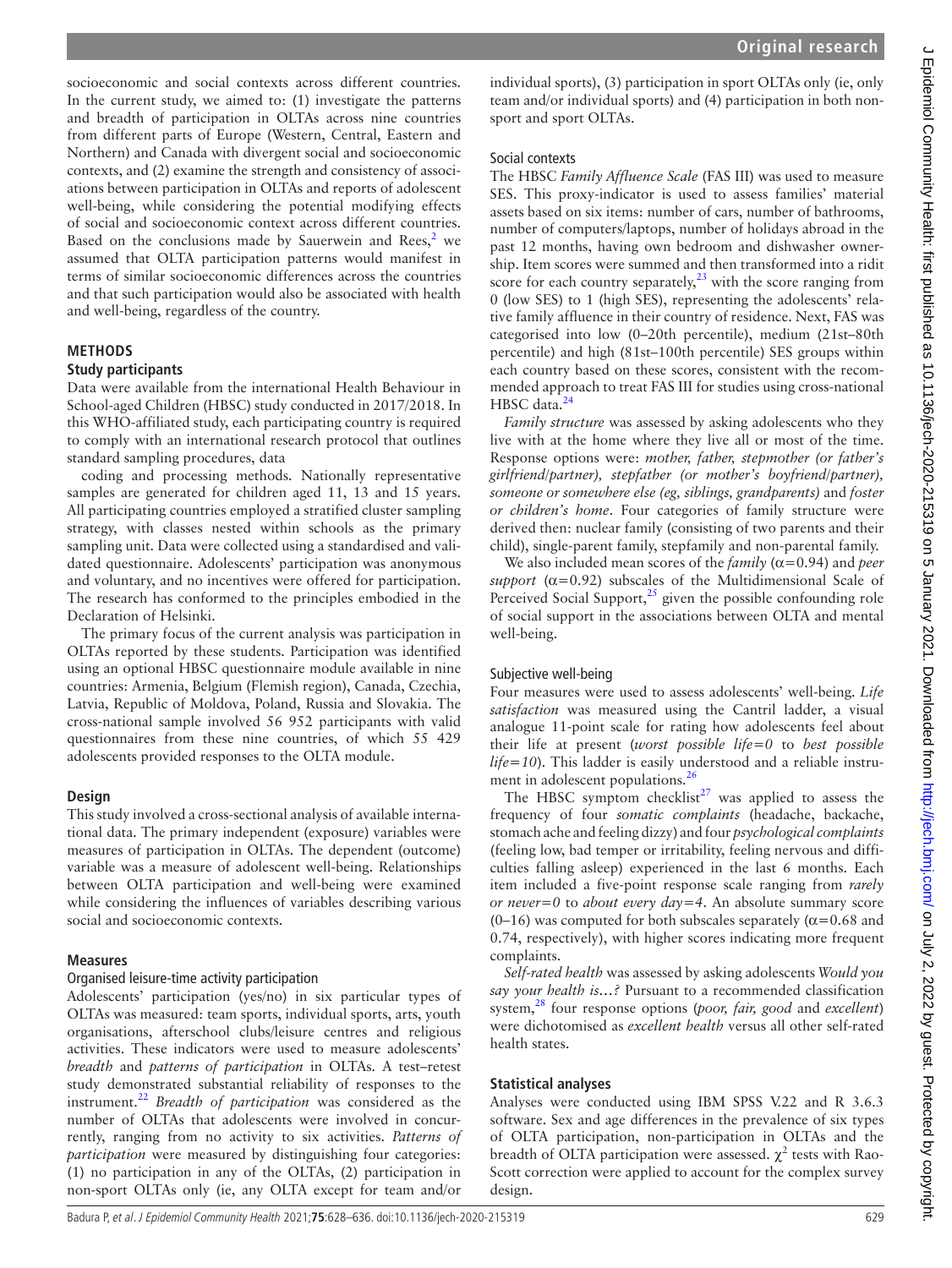socioeconomic and social contexts across different countries. In the current study, we aimed to: (1) investigate the patterns and breadth of participation in OLTAs across nine countries from different parts of Europe (Western, Central, Eastern and Northern) and Canada with divergent social and socioeconomic contexts, and (2) examine the strength and consistency of associations between participation in OLTAs and reports of adolescent well-being, while considering the potential modifying effects of social and socioeconomic context across different countries. Based on the conclusions made by Sauerwein and Rees,[2] we assumed that OLTA participation patterns would manifest in terms of similar socioeconomic differences across the countries and that such participation would also be associated with health and well-being, regardless of the country.

## METHODS

### Study participants

Data were available from the international Health Behaviour in School-aged Children (HBSC) study conducted in 2017/2018. In this WHO-affiliated study, each participating country is required to comply with an international research protocol that outlines standard sampling procedures, data

coding and processing methods. Nationally representative samples are generated for children aged 11, 13 and 15 years. All participating countries employed a stratified cluster sampling strategy, with classes nested within schools as the primary sampling unit. Data were collected using a standardised and validated questionnaire. Adolescents' participation was anonymous and voluntary, and no incentives were offered for participation. The research has conformed to the principles embodied in the Declaration of Helsinki.

The primary focus of the current analysis was participation in OLTAs reported by these students. Participation was identified using an optional HBSC questionnaire module available in nine countries: Armenia, Belgium (Flemish region), Canada, Czechia, Latvia, Republic of Moldova, Poland, Russia and Slovakia. The cross-national sample involved 56 952 participants with valid questionnaires from these nine countries, of which 55 429 adolescents provided responses to the OLTA module.

### Design

This study involved a cross-sectional analysis of available international data. The primary independent (exposure) variables were measures of participation in OLTAs. The dependent (outcome) variable was a measure of adolescent well-being. Relationships between OLTA participation and well-being were examined while considering the influences of variables describing various social and socioeconomic contexts.

### Measures

#### Organised leisure-time activity participation

Adolescents' participation (yes/no) in six particular types of OLTAs was measured: team sports, individual sports, arts, youth organisations, afterschool clubs/leisure centres and religious activities. These indicators were used to measure adolescents' *breadth* and *patterns of participation* in OLTAs. A test–retest study demonstrated substantial reliability of responses to the instrument.[22] *Breadth of participation* was considered as the number of OLTAs that adolescents were involved in concurrently, ranging from no activity to six activities. *Patterns of participation* were measured by distinguishing four categories: (1) no participation in any of the OLTAs, (2) participation in non-sport OLTAs only (ie, any OLTA except for team and/or individual sports), (3) participation in sport OLTAs only (ie, only team and/or individual sports) and (4) participation in both non-sport and sport OLTAs.

#### Social contexts

The HBSC *Family Affluence Scale* (FAS III) was used to measure SES. This proxy-indicator is used to assess families' material assets based on six items: number of cars, number of bathrooms, number of computers/laptops, number of holidays abroad in the past 12 months, having own bedroom and dishwasher ownership. Item scores were summed and then transformed into a ridit score for each country separately,[23] with the score ranging from 0 (low SES) to 1 (high SES), representing the adolescents' relative family affluence in their country of residence. Next, FAS was categorised into low (0–20th percentile), medium (21st–80th percentile) and high (81st–100th percentile) SES groups within each country based on these scores, consistent with the recommended approach to treat FAS III for studies using cross-national HBSC data.[24]

*Family structure* was assessed by asking adolescents who they live with at the home where they live all or most of the time. Response options were: *mother, father, stepmother (or father's girlfriend/partner), stepfather (or mother's boyfriend/partner), someone or somewhere else (eg, siblings, grandparents)* and *foster or children's home*. Four categories of family structure were derived then: nuclear family (consisting of two parents and their child), single-parent family, stepfamily and non-parental family.

We also included mean scores of the *family* ($\alpha=0.94$) and *peer support* ($\alpha=0.92$) subscales of the Multidimensional Scale of Perceived Social Support,[25] given the possible confounding role of social support in the associations between OLTA and mental well-being.

#### Subjective well-being

Four measures were used to assess adolescents' well-being. *Life satisfaction* was measured using the Cantril ladder, a visual analogue 11-point scale for rating how adolescents feel about their life at present (*worst possible life=0* to *best possible life=10*). This ladder is easily understood and a reliable instrument in adolescent populations.[26]

The HBSC symptom checklist[27] was applied to assess the frequency of four *somatic complaints* (headache, backache, stomach ache and feeling dizzy) and four *psychological complaints* (feeling low, bad temper or irritability, feeling nervous and difficulties falling asleep) experienced in the last 6 months. Each item included a five-point response scale ranging from *rarely or never=0* to *about every day=4*. An absolute summary score (0–16) was computed for both subscales separately ($\alpha=0.68$ and 0.74, respectively), with higher scores indicating more frequent complaints.

*Self-rated health* was assessed by asking adolescents *Would you say your health is…?* Pursuant to a recommended classification system,[28] four response options (*poor, fair, good* and *excellent*) were dichotomised as *excellent health* versus all other self-rated health states.

### Statistical analyses

Analyses were conducted using IBM SPSS V.22 and R 3.6.3 software. Sex and age differences in the prevalence of six types of OLTA participation, non-participation in OLTAs and the breadth of OLTA participation were assessed. $\chi^2$ tests with Rao-Scott correction were applied to account for the complex survey design.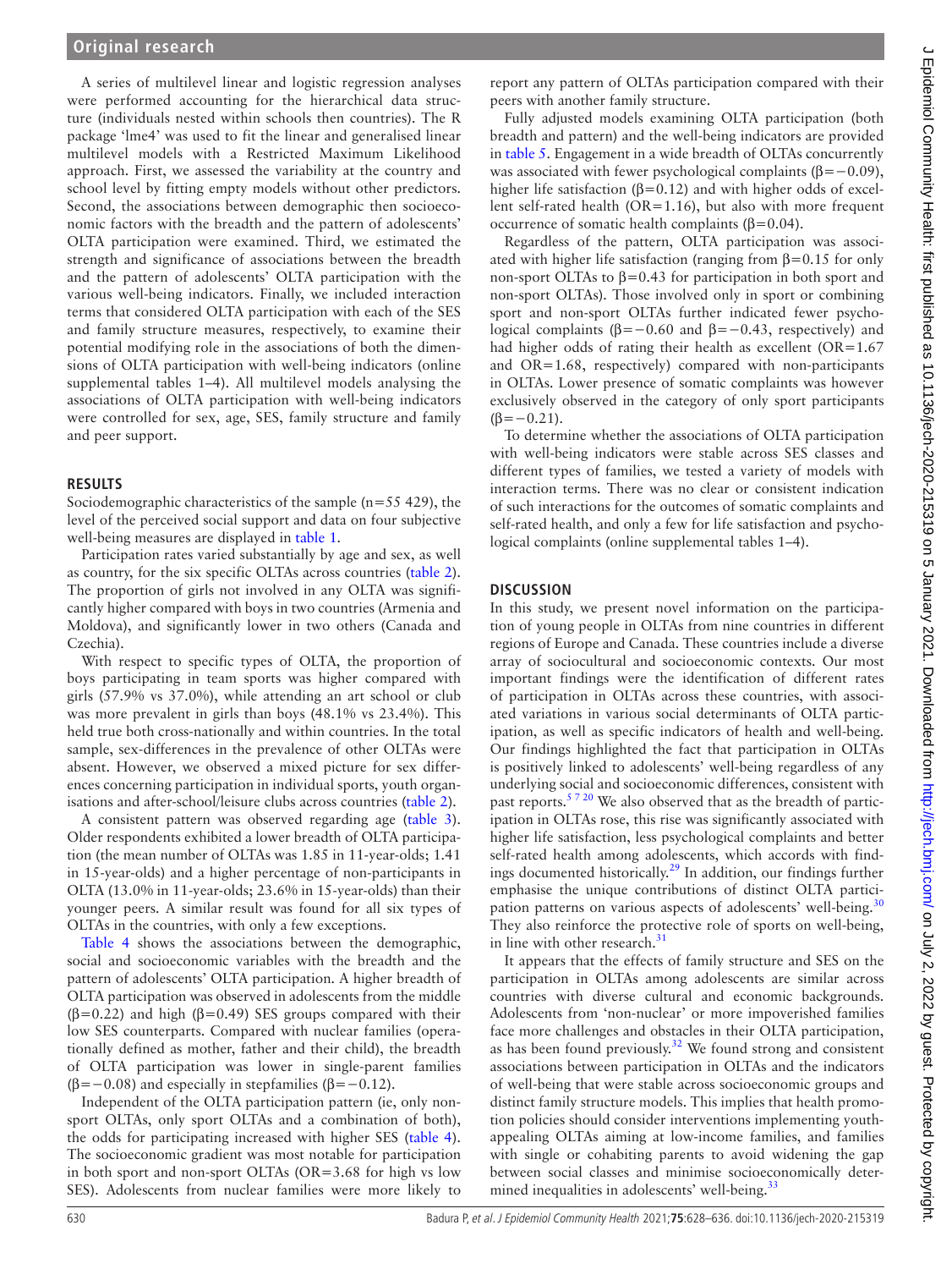A series of multilevel linear and logistic regression analyses were performed accounting for the hierarchical data structure (individuals nested within schools then countries). The R package 'lme4' was used to fit the linear and generalised linear multilevel models with a Restricted Maximum Likelihood approach. First, we assessed the variability at the country and school level by fitting empty models without other predictors. Second, the associations between demographic then socioeconomic factors with the breadth and the pattern of adolescents' OLTA participation were examined. Third, we estimated the strength and significance of associations between the breadth and the pattern of adolescents' OLTA participation with the various well-being indicators. Finally, we included interaction terms that considered OLTA participation with each of the SES and family structure measures, respectively, to examine their potential modifying role in the associations of both the dimensions of OLTA participation with well-being indicators (online supplemental tables 1–4). All multilevel models analysing the associations of OLTA participation with well-being indicators were controlled for sex, age, SES, family structure and family and peer support.

## RESULTS

Sociodemographic characteristics of the sample (n=55 429), the level of the perceived social support and data on four subjective well-being measures are displayed in table 1.

Participation rates varied substantially by age and sex, as well as country, for the six specific OLTAs across countries (table 2). The proportion of girls not involved in any OLTA was significantly higher compared with boys in two countries (Armenia and Moldova), and significantly lower in two others (Canada and Czechia).

With respect to specific types of OLTA, the proportion of boys participating in team sports was higher compared with girls (57.9% vs 37.0%), while attending an art school or club was more prevalent in girls than boys (48.1% vs 23.4%). This held true both cross-nationally and within countries. In the total sample, sex-differences in the prevalence of other OLTAs were absent. However, we observed a mixed picture for sex differences concerning participation in individual sports, youth organisations and after-school/leisure clubs across countries (table 2).

A consistent pattern was observed regarding age (table 3). Older respondents exhibited a lower breadth of OLTA participation (the mean number of OLTAs was 1.85 in 11-year-olds; 1.41 in 15-year-olds) and a higher percentage of non-participants in OLTA (13.0% in 11-year-olds; 23.6% in 15-year-olds) than their younger peers. A similar result was found for all six types of OLTAs in the countries, with only a few exceptions.

Table 4 shows the associations between the demographic, social and socioeconomic variables with the breadth and the pattern of adolescents' OLTA participation. A higher breadth of OLTA participation was observed in adolescents from the middle ($\beta$=0.22) and high ($\beta$=0.49) SES groups compared with their low SES counterparts. Compared with nuclear families (operationally defined as mother, father and their child), the breadth of OLTA participation was lower in single-parent families ($\beta$=−0.08) and especially in stepfamilies ($\beta$=−0.12).

Independent of the OLTA participation pattern (ie, only non-sport OLTAs, only sport OLTAs and a combination of both), the odds for participating increased with higher SES (table 4). The socioeconomic gradient was most notable for participation in both sport and non-sport OLTAs (OR=3.68 for high vs low SES). Adolescents from nuclear families were more likely to report any pattern of OLTAs participation compared with their peers with another family structure.

Fully adjusted models examining OLTA participation (both breadth and pattern) and the well-being indicators are provided in table 5. Engagement in a wide breadth of OLTAs concurrently was associated with fewer psychological complaints ($\beta$=−0.09), higher life satisfaction ($\beta$=0.12) and with higher odds of excellent self-rated health (OR=1.16), but also with more frequent occurrence of somatic health complaints ($\beta$=0.04).

Regardless of the pattern, OLTA participation was associated with higher life satisfaction (ranging from $\beta$=0.15 for only non-sport OLTAs to $\beta$=0.43 for participation in both sport and non-sport OLTAs). Those involved only in sport or combining sport and non-sport OLTAs further indicated fewer psychological complaints ($\beta$=−0.60 and $\beta$=−0.43, respectively) and had higher odds of rating their health as excellent (OR=1.67 and OR=1.68, respectively) compared with non-participants in OLTAs. Lower presence of somatic complaints was however exclusively observed in the category of only sport participants ($\beta$=−0.21).

To determine whether the associations of OLTA participation with well-being indicators were stable across SES classes and different types of families, we tested a variety of models with interaction terms. There was no clear or consistent indication of such interactions for the outcomes of somatic complaints and self-rated health, and only a few for life satisfaction and psychological complaints (online supplemental tables 1–4).

## DISCUSSION

In this study, we present novel information on the participation of young people in OLTAs from nine countries in different regions of Europe and Canada. These countries include a diverse array of sociocultural and socioeconomic contexts. Our most important findings were the identification of different rates of participation in OLTAs across these countries, with associated variations in various social determinants of OLTA participation, as well as specific indicators of health and well-being. Our findings highlighted the fact that participation in OLTAs is positively linked to adolescents' well-being regardless of any underlying social and socioeconomic differences, consistent with past reports.[5 7 20] We also observed that as the breadth of participation in OLTAs rose, this rise was significantly associated with higher life satisfaction, less psychological complaints and better self-rated health among adolescents, which accords with findings documented historically.[29] In addition, our findings further emphasise the unique contributions of distinct OLTA participation patterns on various aspects of adolescents' well-being.[30] They also reinforce the protective role of sports on well-being, in line with other research.[31]

It appears that the effects of family structure and SES on the participation in OLTAs among adolescents are similar across countries with diverse cultural and economic backgrounds. Adolescents from 'non-nuclear' or more impoverished families face more challenges and obstacles in their OLTA participation, as has been found previously.[32] We found strong and consistent associations between participation in OLTAs and the indicators of well-being that were stable across socioeconomic groups and distinct family structure models. This implies that health promotion policies should consider interventions implementing youth-appealing OLTAs aiming at low-income families, and families with single or cohabiting parents to avoid widening the gap between social classes and minimise socioeconomically determined inequalities in adolescents' well-being.[33]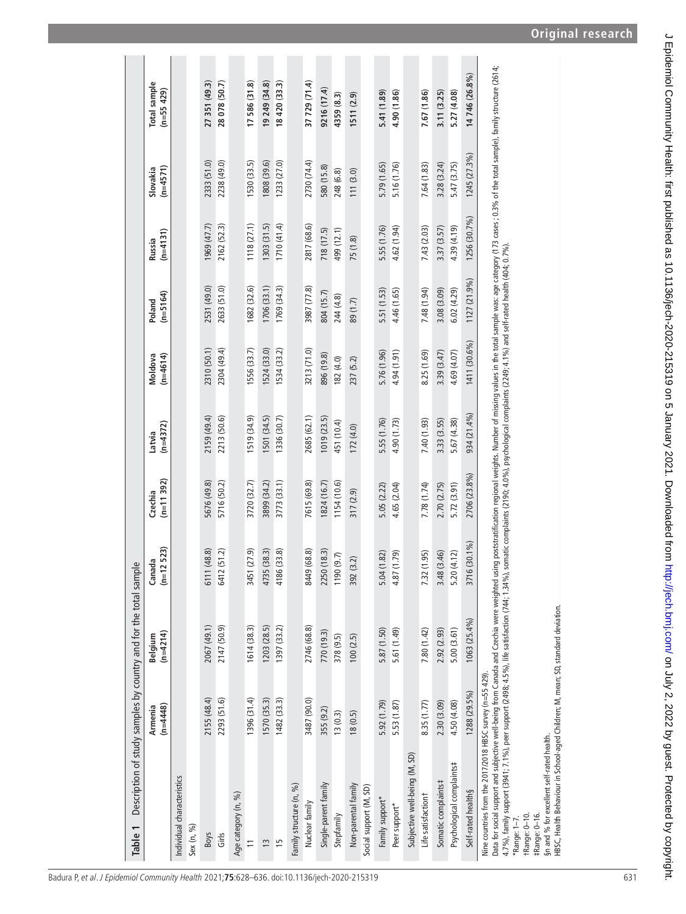**Table 1** Description of study samples by country and for the total sample

| | Armenia (n=4448) | Belgium (n=4214) | Canada (n=12 523) | Czechia (n=11 392) | Latvia (n=4372) | Moldova (n=4614) | Poland (n=5164) | Russia (n=4131) | Slovakia (n=4571) | Total sample (n=55 429) |
|---|---|---|---|---|---|---|---|---|---|---|
| Individual characteristics | | | | | | | | | | |
| Sex (n, %) | | | | | | | | | | |
| Boys | 2155 (48.4) | 2067 (49.1) | 6111 (48.8) | 5676 (49.8) | 2159 (49.4) | 2310 (50.1) | 2531 (49.0) | 1969 (47.7) | 2333 (51.0) | **27 351 (49.3)** |
| Girls | 2293 (51.6) | 2147 (50.9) | 6412 (51.2) | 5716 (50.2) | 2213 (50.6) | 2304 (49.4) | 2633 (51.0) | 2162 (52.3) | 2238 (49.0) | **28 078 (50.7)** |
| Age category (n, %) | | | | | | | | | | |
| 11 | 1396 (31.4) | 1614 (38.3) | 3451 (27.9) | 3720 (32.7) | 1519 (34.9) | 1556 (33.7) | 1682 (32.6) | 1118 (27.1) | 1530 (33.5) | **17 586 (31.8)** |
| 13 | 1570 (35.3) | 1203 (28.5) | 4735 (38.3) | 3899 (34.2) | 1501 (34.5) | 1524 (33.0) | 1706 (33.1) | 1303 (31.5) | 1808 (39.6) | **19 249 (34.8)** |
| 15 | 1482 (33.3) | 1397 (33.2) | 4186 (33.8) | 3773 (33.1) | 1336 (30.7) | 1534 (33.2) | 1769 (34.3) | 1710 (41.4) | 1233 (27.0) | **18 420 (33.3)** |
| Family structure (n, %) | | | | | | | | | | |
| Nuclear family | 3487 (90.0) | 2746 (68.8) | 8449 (68.8) | 7615 (69.8) | 2685 (62.1) | 3213 (71.0) | 3987 (77.8) | 2817 (68.6) | 2730 (74.4) | **37 729 (71.4)** |
| Single-parent family | 355 (9.2) | 770 (19.3) | 2250 (18.3) | 1824 (16.7) | 1019 (23.5) | 896 (19.8) | 804 (15.7) | 718 (17.5) | 580 (15.8) | **9216 (17.4)** |
| Stepfamily | 13 (0.3) | 378 (9.5) | 1190 (9.7) | 1154 (10.6) | 451 (10.4) | 182 (4.0) | 244 (4.8) | 499 (12.1) | 248 (6.8) | **4359 (8.3)** |
| Non-parental family | 18 (0.5) | 100 (2.5) | 392 (3.2) | 317 (2.9) | 172 (4.0) | 237 (5.2) | 89 (1.7) | 75 (1.8) | 111 (3.0) | **1511 (2.9)** |
| Social support (M, SD) | | | | | | | | | | |
| Family support* | 5.92 (1.79) | 5.87 (1.50) | 5.04 (1.82) | 5.05 (2.22) | 5.55 (1.76) | 5.76 (1.96) | 5.51 (1.53) | 5.55 (1.76) | 5.79 (1.65) | **5.41 (1.89)** |
| Peer support* | 5.53 (1.87) | 5.61 (1.49) | 4.87 (1.79) | 4.65 (2.04) | 4.90 (1.73) | 4.94 (1.91) | 4.46 (1.65) | 4.62 (1.94) | 5.16 (1.76) | **4.90 (1.86)** |
| Subjective well-being (M, SD) | | | | | | | | | | |
| Life satisfaction† | 8.35 (1.77) | 7.80 (1.42) | 7.32 (1.95) | 7.78 (1.74) | 7.40 (1.93) | 8.25 (1.69) | 7.48 (1.94) | 7.43 (2.03) | 7.64 (1.83) | **7.67 (1.86)** |
| Somatic complaints‡ | 2.30 (3.09) | 2.92 (2.93) | 3.48 (3.46) | 2.70 (2.75) | 3.33 (3.55) | 3.39 (3.47) | 3.08 (3.09) | 3.37 (3.57) | 3.28 (3.24) | **3.11 (3.25)** |
| Psychological complaints‡ | 4.50 (4.08) | 5.00 (3.61) | 5.20 (4.12) | 5.72 (3.91) | 5.67 (4.38) | 4.69 (4.07) | 6.02 (4.29) | 4.39 (4.19) | 5.47 (3.75) | **5.27 (4.08)** |
| Self-rated health§ | 1288 (29.5%) | 1063 (25.4%) | 3716 (30.1%) | 2706 (23.8%) | 934 (21.4%) | 1411 (30.6%) | 1127 (21.9%) | 1256 (30.7%) | 1245 (27.3%) | **14 746 (26.8%)** |

Nine countries from the 2017/2018 HBSC survey (n=55 429).

Data for social support and subjective well-being from Canada and Czechia were weighted using poststratification regional weights. Number of missing values in the total sample was: age category (173 cases; 0.3% of the total sample), family structure (2614; 4.7%), family support (3941; 7.1%), peer support (2498; 4.5%), life satisfaction (744; 1.34%), somatic complaints (2190; 4.0%), psychological complaints (2249; 4.1%) and self-rated health (404; 0.7%).

*Range: 1–7.

†Range: 0–10.

‡Range: 0–16.

§n and % for excellent self-rated health.

HBSC, Health Behaviour in School-aged Children; M, mean; SD, standard deviation.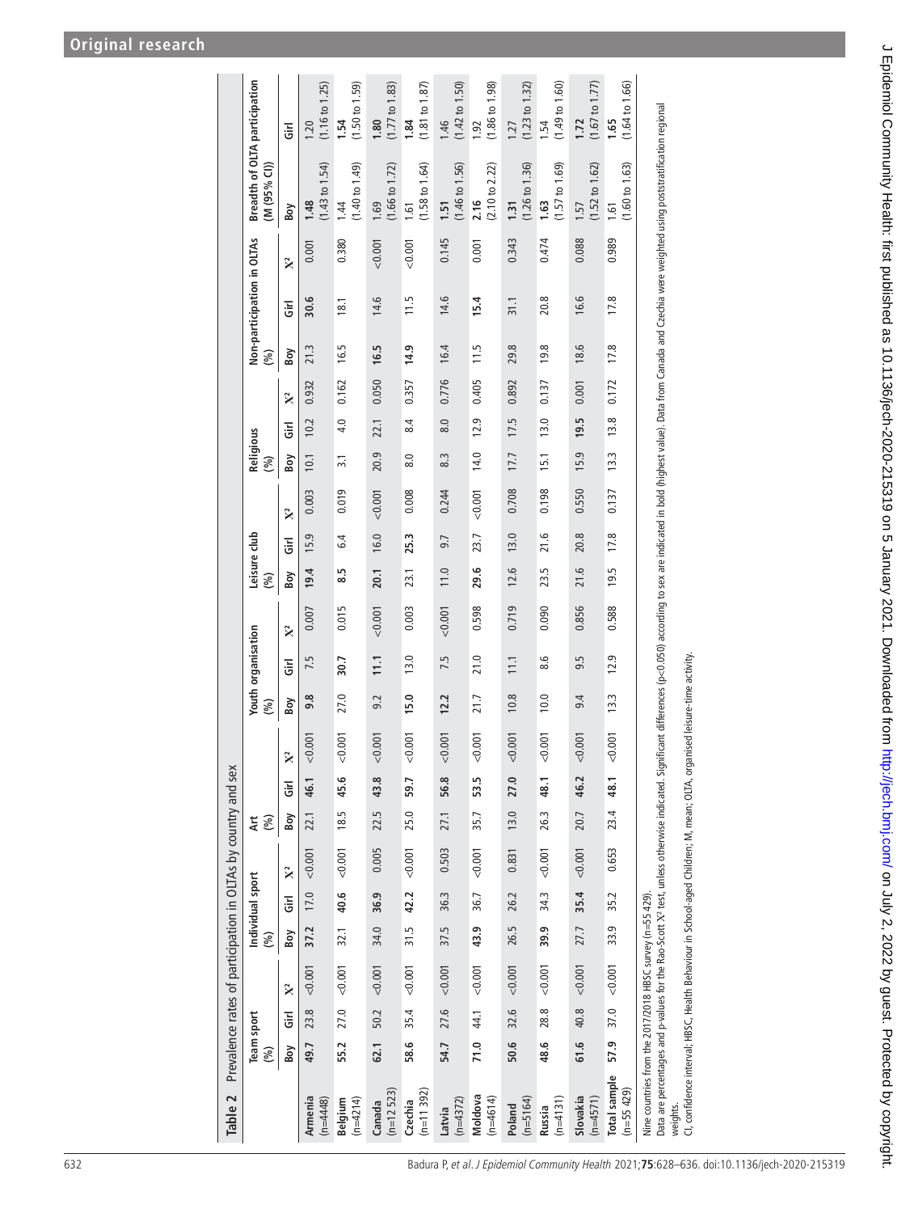**Table 2** Prevalence rates of participation in OLTAs by country and sex

| | Team sport (%) | | | Individual sport (%) | | | Art (%) | | | Youth organisation (%) | | | Leisure club (%) | | | Religious (%) | | | Non-participation in OLTAs (%) | | | Breadth of OLTA participation (M (95% CI)) | |
|---|---|---|---|---|---|---|---|---|---|---|---|---|---|---|---|---|---|---|---|---|---|---|---|
| | Boy | Girl | $X^2$ | Boy | Girl | $X^2$ | Boy | Girl | $X^2$ | Boy | Girl | $X^2$ | Boy | Girl | $X^2$ | Boy | Girl | $X^2$ | Boy | Girl | $X^2$ | Boy | Girl |
| **Armenia** (n=4448) | **49.7** | 23.8 | <0.001 | **37.2** | 17.0 | <0.001 | 22.1 | **46.1** | <0.001 | **9.8** | 7.5 | 0.007 | **19.4** | 15.9 | 0.003 | 10.1 | 10.2 | 0.932 | 21.3 | **30.6** | 0.001 | **1.48** (1.43 to 1.54) | 1.20 (1.16 to 1.25) |
| **Belgium** (n=4214) | **55.2** | 27.0 | <0.001 | 32.1 | **40.6** | <0.001 | 18.5 | **45.6** | <0.001 | 27.0 | **30.7** | 0.015 | **8.5** | 6.4 | 0.019 | 3.1 | 4.0 | 0.162 | 16.5 | 18.1 | 0.380 | 1.44 (1.40 to 1.49) | **1.54** (1.50 to 1.59) |
| **Canada** (n=12 523) | **62.1** | 50.2 | <0.001 | 34.0 | **36.9** | 0.005 | 22.5 | **43.8** | <0.001 | 9.2 | **11.1** | <0.001 | **20.1** | 16.0 | <0.001 | 20.9 | 22.1 | 0.050 | **16.5** | 14.6 | <0.001 | 1.69 (1.66 to 1.72) | **1.80** (1.77 to 1.83) |
| **Czechia** (n=11 392) | **58.6** | 35.4 | <0.001 | 31.5 | **42.2** | <0.001 | 25.0 | **59.7** | <0.001 | **15.0** | 13.0 | 0.003 | 23.1 | **25.3** | 0.008 | 8.0 | 8.4 | 0.357 | **14.9** | 11.5 | <0.001 | 1.61 (1.58 to 1.64) | **1.84** (1.81 to 1.87) |
| **Latvia** (n=4372) | **54.7** | 27.6 | <0.001 | 37.5 | 36.3 | 0.503 | 27.1 | **56.8** | <0.001 | **12.2** | 7.5 | <0.001 | 11.0 | 9.7 | 0.244 | 8.3 | 8.0 | 0.776 | 16.4 | 14.6 | 0.145 | **1.51** (1.46 to 1.56) | 1.46 (1.42 to 1.50) |
| **Moldova** (n=4614) | **71.0** | 44.1 | <0.001 | **43.9** | 36.7 | <0.001 | 35.7 | **53.5** | <0.001 | 21.7 | 21.0 | 0.598 | **29.6** | 23.7 | <0.001 | 14.0 | 12.9 | 0.405 | 11.5 | **15.4** | 0.001 | **2.16** (2.10 to 2.22) | 1.92 (1.86 to 1.98) |
| **Poland** (n=5164) | **50.6** | 32.6 | <0.001 | 26.5 | 26.2 | 0.831 | 13.0 | **27.0** | <0.001 | 10.8 | 11.1 | 0.719 | 12.6 | 13.0 | 0.708 | 17.7 | 17.5 | 0.892 | 29.8 | 31.1 | 0.343 | **1.31** (1.26 to 1.36) | 1.27 (1.23 to 1.32) |
| **Russia** (n=4131) | 48.6 | 28.8 | <0.001 | **39.9** | 34.3 | <0.001 | 26.3 | **48.1** | <0.001 | 10.0 | 8.6 | 0.090 | 23.5 | 21.6 | 0.198 | 15.1 | 13.0 | 0.137 | 19.8 | 20.8 | 0.474 | **1.63** (1.57 to 1.69) | 1.54 (1.49 to 1.60) |
| **Slovakia** (n=4571) | **61.6** | 40.8 | <0.001 | 27.7 | **35.4** | <0.001 | 20.7 | **46.2** | <0.001 | 9.4 | 9.5 | 0.856 | 21.6 | 20.8 | 0.550 | 15.9 | **19.5** | 0.001 | 18.6 | 16.6 | 0.088 | 1.57 (1.52 to 1.62) | **1.72** (1.67 to 1.77) |
| **Total sample** (n=55 429) | **57.9** | 37.0 | <0.001 | 33.9 | 35.2 | 0.653 | 23.4 | **48.1** | <0.001 | 13.3 | 12.9 | 0.588 | 19.5 | 17.8 | 0.137 | 13.3 | 13.8 | 0.172 | 17.8 | 17.8 | 0.989 | 1.61 (1.60 to 1.63) | **1.65** (1.64 to 1.66) |

Nine countries from the 2017/2018 HBSC survey (n=55 429).

Data are percentages and p-values for the Rao-Scott $X^2$ test, unless otherwise indicated. Significant differences (p<0.050) according to sex are indicated in bold (highest value). Data from Canada and Czechia were weighted using poststratification regional weights.

CI, confidence interval; HBSC, Health Behaviour in School-aged Children; M, mean; OLTA, organised leisure-time activity.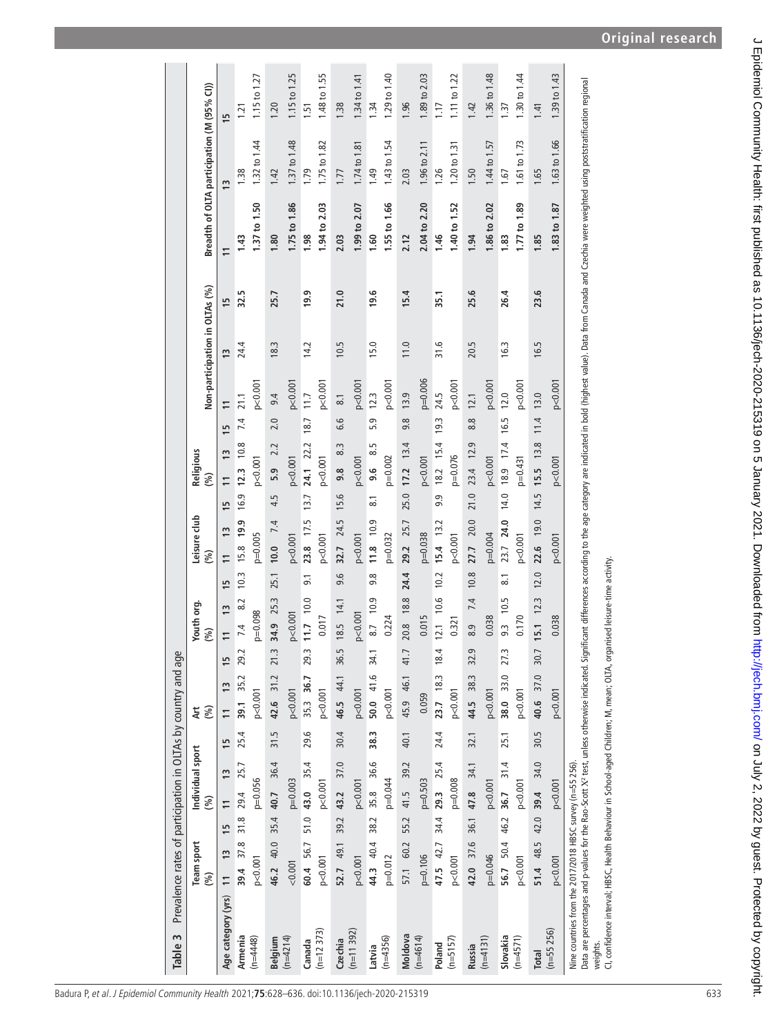**Table 3** Prevalence rates of participation in OLTAs by country and age

| | Team sport (%) | | | Individual sport (%) | | | Art (%) | | | Youth org. (%) | | | Leisure club (%) | | | Religious (%) | | | Non-participation in OLTAs (%) | | | Breadth of OLTA participation (M (95% CI)) | | |
|---|---|---|---|---|---|---|---|---|---|---|---|---|---|---|---|---|---|---|---|---|---|---|---|---|
| Age category (yrs) | 11 | 13 | 15 | 11 | 13 | 15 | 11 | 13 | 15 | 11 | 13 | 15 | 11 | 13 | 15 | 11 | 13 | 15 | 11 | 13 | 15 | 11 | 13 | 15 |
| Armenia (n=4448) | **39.4** | 37.8 | 31.8 | 29.4 | 25.7 | 25.4 | **39.1** | 35.2 | 29.2 | 7.4 | 8.2 | 10.3 | 15.8 | **19.9** | 16.9 | **12.3** | 10.8 | 7.4 | 21.1 | 24.4 | **32.5** | **1.43** | 1.38 | 1.21 |
| | p<0.001 | | | p=0.056 | | | p<0.001 | | | p=0.098 | | | p=0.005 | | | p<0.001 | | | p<0.001 | | | **1.37 to 1.50** | 1.32 to 1.44 | 1.15 to 1.27 |
| Belgium (n=4214) | **46.2** | 40.0 | 35.4 | **40.7** | 36.4 | 31.5 | **42.6** | 31.2 | 21.3 | **34.9** | 25.3 | 25.1 | **10.0** | 7.4 | 4.5 | **5.9** | 2.2 | 2.0 | 9.4 | 18.3 | **25.7** | **1.80** | 1.42 | 1.20 |
| | <0.001 | | | p=0.003 | | | p<0.001 | | | p<0.001 | | | p<0.001 | | | p<0.001 | | | p<0.001 | | | **1.75 to 1.86** | 1.37 to 1.48 | 1.15 to 1.25 |
| Canada (n=12 373) | **60.4** | 56.7 | 51.0 | **43.0** | 35.4 | 29.6 | 35.3 | **36.7** | 29.3 | **11.7** | 10.0 | 9.1 | **23.8** | 17.5 | 13.7 | **24.1** | 22.2 | 18.7 | 11.7 | 14.2 | **19.9** | **1.98** | 1.79 | 1.51 |
| | p<0.001 | | | p<0.001 | | | p<0.001 | | | 0.017 | | | p<0.001 | | | p<0.001 | | | p<0.001 | | | **1.94 to 2.03** | 1.75 to 1.82 | 1.48 to 1.55 |
| Czechia (n=11 392) | **52.7** | 49.1 | 39.2 | **43.2** | 37.0 | 30.4 | **46.5** | 44.1 | 36.5 | 18.5 | 14.1 | 9.6 | **32.7** | 24.5 | 15.6 | **9.8** | 8.3 | 6.6 | 8.1 | 10.5 | **21.0** | **2.03** | 1.77 | 1.38 |
| | p<0.001 | | | p<0.001 | | | p<0.001 | | | p<0.001 | | | p<0.001 | | | p<0.001 | | | p<0.001 | | | **1.99 to 2.07** | 1.74 to 1.81 | 1.34 to 1.41 |
| Latvia (n=4356) | 44.3 | 40.4 | 38.2 | 35.8 | 36.6 | **38.3** | **50.0** | 41.6 | 34.1 | 8.7 | 10.9 | 9.8 | **11.8** | 10.9 | 8.1 | **9.6** | 8.5 | 5.9 | 12.3 | 15.0 | **19.6** | **1.60** | 1.49 | 1.34 |
| | p=0.012 | | | p=0.044 | | | p<0.001 | | | 0.224 | | | p=0.032 | | | p=0.002 | | | p<0.001 | | | **1.55 to 1.66** | 1.43 to 1.54 | 1.29 to 1.40 |
| Moldova (n=4614) | 57.1 | 60.2 | 55.2 | 41.5 | 39.2 | 40.1 | 45.9 | 46.1 | 41.7 | 20.8 | 18.8 | **24.4** | **29.2** | 25.7 | 25.0 | **17.2** | 13.4 | 9.8 | 13.9 | 11.0 | **15.4** | **2.12** | 2.03 | 1.96 |
| | p=0.106 | | | p=0.503 | | | 0.059 | | | 0.015 | | | p=0.038 | | | p<0.001 | | | p=0.006 | | | **2.04 to 2.20** | 1.96 to 2.11 | 1.89 to 2.03 |
| Poland (n=5157) | **47.5** | 42.7 | 34.4 | **29.3** | 25.4 | 24.4 | **23.7** | 18.3 | 18.4 | 12.1 | 10.6 | 10.2 | **15.4** | 13.2 | 9.9 | 18.2 | 15.4 | 19.3 | 24.5 | 31.6 | **35.1** | **1.46** | 1.26 | 1.17 |
| | p<0.001 | | | p=0.008 | | | p<0.001 | | | 0.321 | | | p<0.001 | | | p=0.076 | | | p<0.001 | | | **1.40 to 1.52** | 1.20 to 1.31 | 1.11 to 1.22 |
| Russia (n=4131) | 42.0 | 37.6 | 36.1 | **47.8** | 34.1 | 32.1 | **44.5** | 38.3 | 32.9 | 8.9 | 7.4 | 10.8 | **27.7** | 20.0 | 21.0 | **23.4** | 12.9 | 8.8 | 12.1 | 20.5 | **25.6** | **1.94** | 1.50 | 1.42 |
| | p=0.046 | | | p<0.001 | | | p<0.001 | | | 0.038 | | | p=0.004 | | | p<0.001 | | | p<0.001 | | | **1.86 to 2.02** | 1.44 to 1.57 | 1.36 to 1.48 |
| Slovakia (n=4571) | **56.7** | 50.4 | 46.2 | **36.7** | 31.4 | 25.1 | **38.0** | 33.0 | 27.3 | 9.3 | 10.5 | 8.1 | 23.7 | **24.0** | 14.0 | 18.9 | 17.4 | 16.5 | 12.0 | 16.3 | **26.4** | **1.83** | 1.67 | 1.37 |
| | p<0.001 | | | p<0.001 | | | p<0.001 | | | 0.170 | | | p<0.001 | | | p=0.431 | | | p<0.001 | | | **1.77 to 1.89** | 1.61 to 1.73 | 1.30 to 1.44 |
| Total (n=55 256) | **51.4** | 48.5 | 42.0 | **39.4** | 34.0 | 30.5 | **40.6** | 37.0 | 30.7 | **15.1** | 12.3 | 12.0 | **22.6** | 19.0 | 14.5 | **15.5** | 13.8 | 11.4 | 13.0 | 16.5 | **23.6** | **1.85** | 1.65 | 1.41 |
| | p<0.001 | | | p<0.001 | | | p<0.001 | | | 0.038 | | | p<0.001 | | | p<0.001 | | | p<0.001 | | | **1.83 to 1.87** | 1.63 to 1.66 | 1.39 to 1.43 |

Nine countries from the 2017/2018 HBSC survey (n=55 256).

Data are percentages and p-values for the Rao-Scott $X^2$ test, unless otherwise indicated. Significant differences according to the age category are indicated in bold (highest value). Data from Canada and Czechia were weighted using poststratification regional weights.

CI, confidence interval; HBSC, Health Behaviour in School-aged Children; M, mean; OLTA, organised leisure-time activity.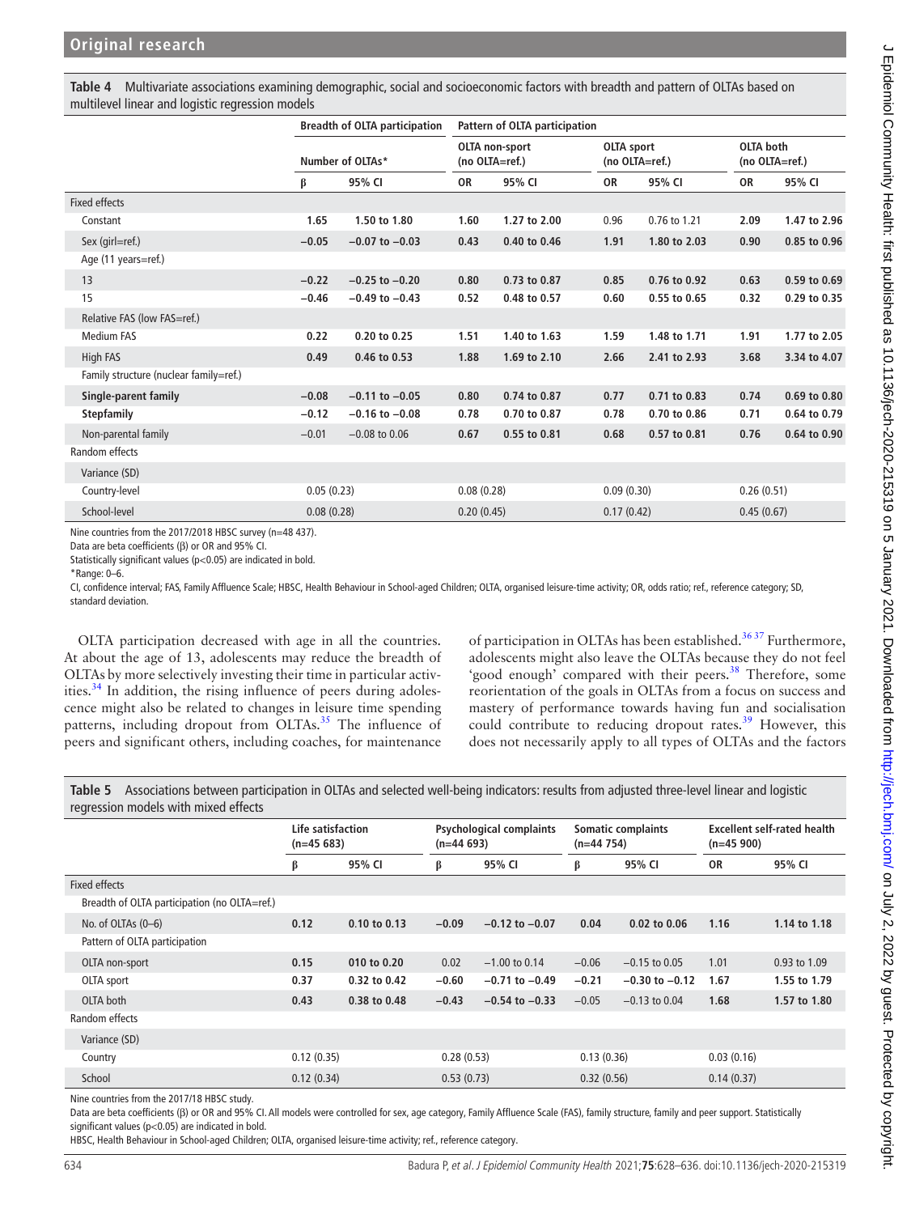**Table 4** Multivariate associations examining demographic, social and socioeconomic factors with breadth and pattern of OLTAs based on multilevel linear and logistic regression models

| | Breadth of OLTA participation | | Pattern of OLTA participation | | | | | |
|---|---|---|---|---|---|---|---|---|
| | Number of OLTAs* | | OLTA non-sport (no OLTA=ref.) | | OLTA sport (no OLTA=ref.) | | OLTA both (no OLTA=ref.) | |
| | β | 95% CI | OR | 95% CI | OR | 95% CI | OR | 95% CI |
| Fixed effects | | | | | | | | |
| Constant | **1.65** | **1.50 to 1.80** | **1.60** | **1.27 to 2.00** | 0.96 | 0.76 to 1.21 | **2.09** | **1.47 to 2.96** |
| Sex (girl=ref.) | **−0.05** | **−0.07 to −0.03** | **0.43** | **0.40 to 0.46** | **1.91** | **1.80 to 2.03** | **0.90** | **0.85 to 0.96** |
| Age (11 years=ref.) | | | | | | | | |
| 13 | **−0.22** | **−0.25 to −0.20** | **0.80** | **0.73 to 0.87** | **0.85** | **0.76 to 0.92** | **0.63** | **0.59 to 0.69** |
| 15 | **−0.46** | **−0.49 to −0.43** | **0.52** | **0.48 to 0.57** | **0.60** | **0.55 to 0.65** | **0.32** | **0.29 to 0.35** |
| Relative FAS (low FAS=ref.) | | | | | | | | |
| Medium FAS | **0.22** | **0.20 to 0.25** | **1.51** | **1.40 to 1.63** | **1.59** | **1.48 to 1.71** | **1.91** | **1.77 to 2.05** |
| High FAS | **0.49** | **0.46 to 0.53** | **1.88** | **1.69 to 2.10** | **2.66** | **2.41 to 2.93** | **3.68** | **3.34 to 4.07** |
| Family structure (nuclear family=ref.) | | | | | | | | |
| **Single-parent family** | **−0.08** | **−0.11 to −0.05** | **0.80** | **0.74 to 0.87** | **0.77** | **0.71 to 0.83** | **0.74** | **0.69 to 0.80** |
| **Stepfamily** | **−0.12** | **−0.16 to −0.08** | **0.78** | **0.70 to 0.87** | **0.78** | **0.70 to 0.86** | **0.71** | **0.64 to 0.79** |
| Non-parental family | −0.01 | −0.08 to 0.06 | **0.67** | **0.55 to 0.81** | **0.68** | **0.57 to 0.81** | **0.76** | **0.64 to 0.90** |
| Random effects | | | | | | | | |
| Variance (SD) | | | | | | | | |
| Country-level | 0.05 (0.23) | | 0.08 (0.28) | | 0.09 (0.30) | | 0.26 (0.51) | |
| School-level | 0.08 (0.28) | | 0.20 (0.45) | | 0.17 (0.42) | | 0.45 (0.67) | |

Nine countries from the 2017/2018 HBSC survey (n=48 437).
Data are beta coefficients (β) or OR and 95% CI.
Statistically significant values (p<0.05) are indicated in bold.
*Range: 0–6.
CI, confidence interval; FAS, Family Affluence Scale; HBSC, Health Behaviour in School-aged Children; OLTA, organised leisure-time activity; OR, odds ratio; ref., reference category; SD, standard deviation.

OLTA participation decreased with age in all the countries. At about the age of 13, adolescents may reduce the breadth of OLTAs by more selectively investing their time in particular activities.[34] In addition, the rising influence of peers during adolescence might also be related to changes in leisure time spending patterns, including dropout from OLTAs.[35] The influence of peers and significant others, including coaches, for maintenance of participation in OLTAs has been established.[36 37] Furthermore, adolescents might also leave the OLTAs because they do not feel 'good enough' compared with their peers.[38] Therefore, some reorientation of the goals in OLTAs from a focus on success and mastery of performance towards having fun and socialisation could contribute to reducing dropout rates.[39] However, this does not necessarily apply to all types of OLTAs and the factors

**Table 5** Associations between participation in OLTAs and selected well-being indicators: results from adjusted three-level linear and logistic regression models with mixed effects

| | Life satisfaction (n=45 683) | | Psychological complaints (n=44 693) | | Somatic complaints (n=44 754) | | Excellent self-rated health (n=45 900) | |
|---|---|---|---|---|---|---|---|---|
| | β | 95% CI | β | 95% CI | β | 95% CI | OR | 95% CI |
| Fixed effects | | | | | | | | |
| Breadth of OLTA participation (no OLTA=ref.) | | | | | | | | |
| No. of OLTAs (0–6) | **0.12** | **0.10 to 0.13** | **−0.09** | **−0.12 to −0.07** | **0.04** | **0.02 to 0.06** | **1.16** | **1.14 to 1.18** |
| Pattern of OLTA participation | | | | | | | | |
| OLTA non-sport | **0.15** | **010 to 0.20** | 0.02 | −1.00 to 0.14 | −0.06 | −0.15 to 0.05 | 1.01 | 0.93 to 1.09 |
| OLTA sport | **0.37** | **0.32 to 0.42** | **−0.60** | **−0.71 to −0.49** | **−0.21** | **−0.30 to −0.12** | **1.67** | **1.55 to 1.79** |
| OLTA both | **0.43** | **0.38 to 0.48** | **−0.43** | **−0.54 to −0.33** | −0.05 | −0.13 to 0.04 | **1.68** | **1.57 to 1.80** |
| Random effects | | | | | | | | |
| Variance (SD) | | | | | | | | |
| Country | 0.12 (0.35) | | 0.28 (0.53) | | 0.13 (0.36) | | 0.03 (0.16) | |
| School | 0.12 (0.34) | | 0.53 (0.73) | | 0.32 (0.56) | | 0.14 (0.37) | |

Nine countries from the 2017/18 HBSC study.
Data are beta coefficients (β) or OR and 95% CI. All models were controlled for sex, age category, Family Affluence Scale (FAS), family structure, family and peer support. Statistically significant values (p<0.05) are indicated in bold.
HBSC, Health Behaviour in School-aged Children; OLTA, organised leisure-time activity; ref., reference category.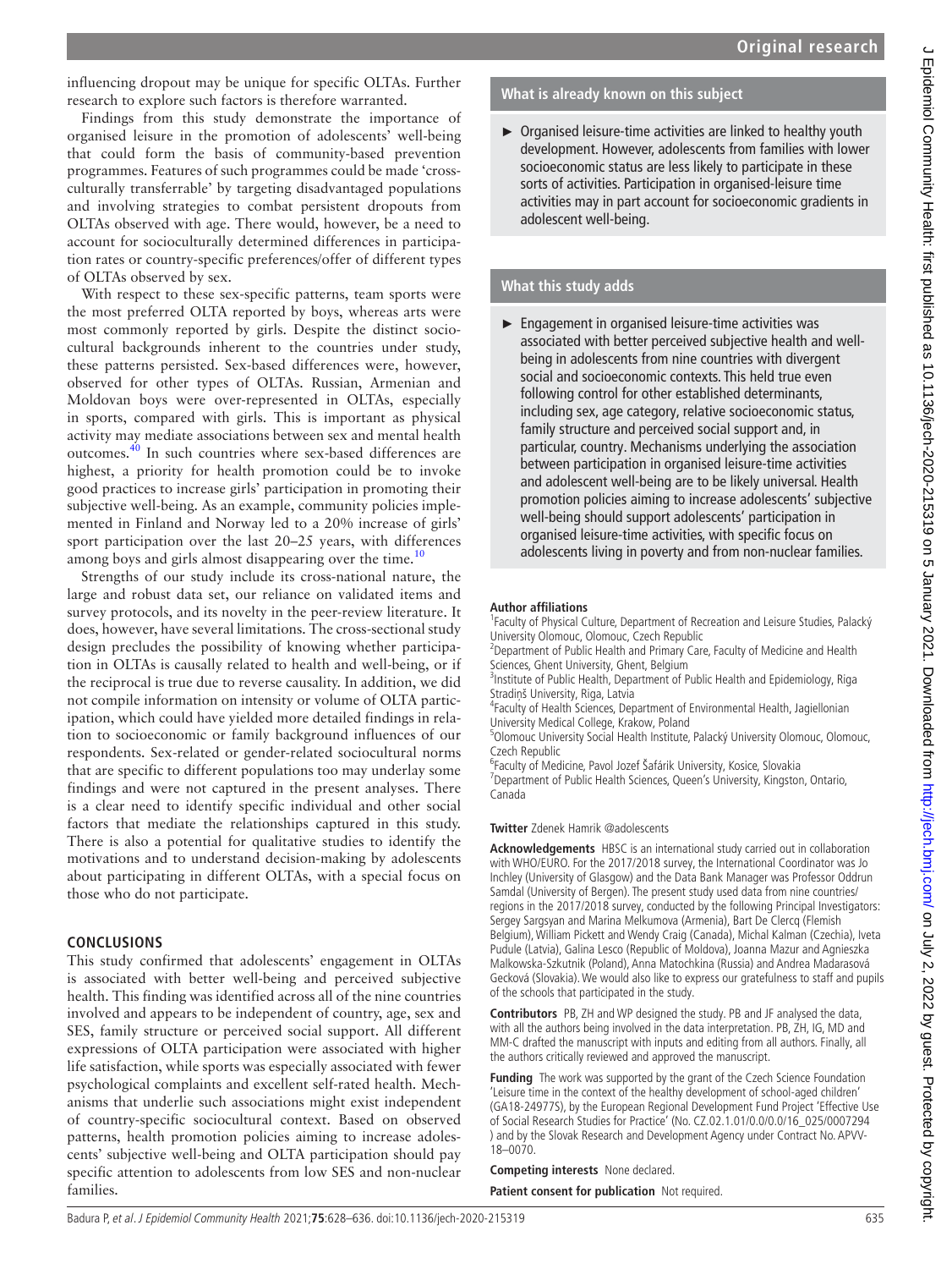influencing dropout may be unique for specific OLTAs. Further research to explore such factors is therefore warranted.

Findings from this study demonstrate the importance of organised leisure in the promotion of adolescents' well-being that could form the basis of community-based prevention programmes. Features of such programmes could be made 'cross-culturally transferrable' by targeting disadvantaged populations and involving strategies to combat persistent dropouts from OLTAs observed with age. There would, however, be a need to account for socioculturally determined differences in participation rates or country-specific preferences/offer of different types of OLTAs observed by sex.

With respect to these sex-specific patterns, team sports were the most preferred OLTA reported by boys, whereas arts were most commonly reported by girls. Despite the distinct sociocultural backgrounds inherent to the countries under study, these patterns persisted. Sex-based differences were, however, observed for other types of OLTAs. Russian, Armenian and Moldovan boys were over-represented in OLTAs, especially in sports, compared with girls. This is important as physical activity may mediate associations between sex and mental health outcomes.[40] In such countries where sex-based differences are highest, a priority for health promotion could be to invoke good practices to increase girls' participation in promoting their subjective well-being. As an example, community policies implemented in Finland and Norway led to a 20% increase of girls' sport participation over the last 20–25 years, with differences among boys and girls almost disappearing over the time.[10]

Strengths of our study include its cross-national nature, the large and robust data set, our reliance on validated items and survey protocols, and its novelty in the peer-review literature. It does, however, have several limitations. The cross-sectional study design precludes the possibility of knowing whether participation in OLTAs is causally related to health and well-being, or if the reciprocal is true due to reverse causality. In addition, we did not compile information on intensity or volume of OLTA participation, which could have yielded more detailed findings in relation to socioeconomic or family background influences of our respondents. Sex-related or gender-related sociocultural norms that are specific to different populations too may underlay some findings and were not captured in the present analyses. There is a clear need to identify specific individual and other social factors that mediate the relationships captured in this study. There is also a potential for qualitative studies to identify the motivations and to understand decision-making by adolescents about participating in different OLTAs, with a special focus on those who do not participate.

## CONCLUSIONS

This study confirmed that adolescents' engagement in OLTAs is associated with better well-being and perceived subjective health. This finding was identified across all of the nine countries involved and appears to be independent of country, age, sex and SES, family structure or perceived social support. All different expressions of OLTA participation were associated with higher life satisfaction, while sports was especially associated with fewer psychological complaints and excellent self-rated health. Mechanisms that underlie such associations might exist independent of country-specific sociocultural context. Based on observed patterns, health promotion policies aiming to increase adolescents' subjective well-being and OLTA participation should pay specific attention to adolescents from low SES and non-nuclear families.

### What is already known on this subject

- Organised leisure-time activities are linked to healthy youth development. However, adolescents from families with lower socioeconomic status are less likely to participate in these sorts of activities. Participation in organised-leisure time activities may in part account for socioeconomic gradients in adolescent well-being.

### What this study adds

- Engagement in organised leisure-time activities was associated with better perceived subjective health and well-being in adolescents from nine countries with divergent social and socioeconomic contexts. This held true even following control for other established determinants, including sex, age category, relative socioeconomic status, family structure and perceived social support and, in particular, country. Mechanisms underlying the association between participation in organised leisure-time activities and adolescent well-being are to be likely universal. Health promotion policies aiming to increase adolescents' subjective well-being should support adolescents' participation in organised leisure-time activities, with specific focus on adolescents living in poverty and from non-nuclear families.

**Author affiliations**

[1]Faculty of Physical Culture, Department of Recreation and Leisure Studies, Palacký University Olomouc, Olomouc, Czech Republic
[2]Department of Public Health and Primary Care, Faculty of Medicine and Health Sciences, Ghent University, Ghent, Belgium
[3]Institute of Public Health, Department of Public Health and Epidemiology, Riga Stradinš University, Riga, Latvia
[4]Faculty of Health Sciences, Department of Environmental Health, Jagiellonian University Medical College, Krakow, Poland
[5]Olomouc University Social Health Institute, Palacký University Olomouc, Olomouc, Czech Republic
[6]Faculty of Medicine, Pavol Jozef Šafárik University, Kosice, Slovakia
[7]Department of Public Health Sciences, Queen's University, Kingston, Ontario, Canada

**Twitter** Zdenek Hamrik @adolescents

**Acknowledgements** HBSC is an international study carried out in collaboration with WHO/EURO. For the 2017/2018 survey, the International Coordinator was Jo Inchley (University of Glasgow) and the Data Bank Manager was Professor Oddrun Samdal (University of Bergen). The present study used data from nine countries/regions in the 2017/2018 survey, conducted by the following Principal Investigators: Sergey Sargsyan and Marina Melkumova (Armenia), Bart De Clercq (Flemish Belgium), William Pickett and Wendy Craig (Canada), Michal Kalman (Czechia), Iveta Pudule (Latvia), Galina Lesco (Republic of Moldova), Joanna Mazur and Agnieszka Malkowska-Szkutnik (Poland), Anna Matochkina (Russia) and Andrea Madarasová Gecková (Slovakia). We would also like to express our gratefulness to staff and pupils of the schools that participated in the study.

**Contributors** PB, ZH and WP designed the study. PB and JF analysed the data, with all the authors being involved in the data interpretation. PB, ZH, IG, MD and MM-C drafted the manuscript with inputs and editing from all authors. Finally, all the authors critically reviewed and approved the manuscript.

**Funding** The work was supported by the grant of the Czech Science Foundation 'Leisure time in the context of the healthy development of school-aged children' (GA18-24977S), by the European Regional Development Fund Project 'Effective Use of Social Research Studies for Practice' (No. CZ.02.1.01/0.0/0.0/16_025/0007294 ) and by the Slovak Research and Development Agency under Contract No. APVV-18–0070.

**Competing interests** None declared.

**Patient consent for publication** Not required.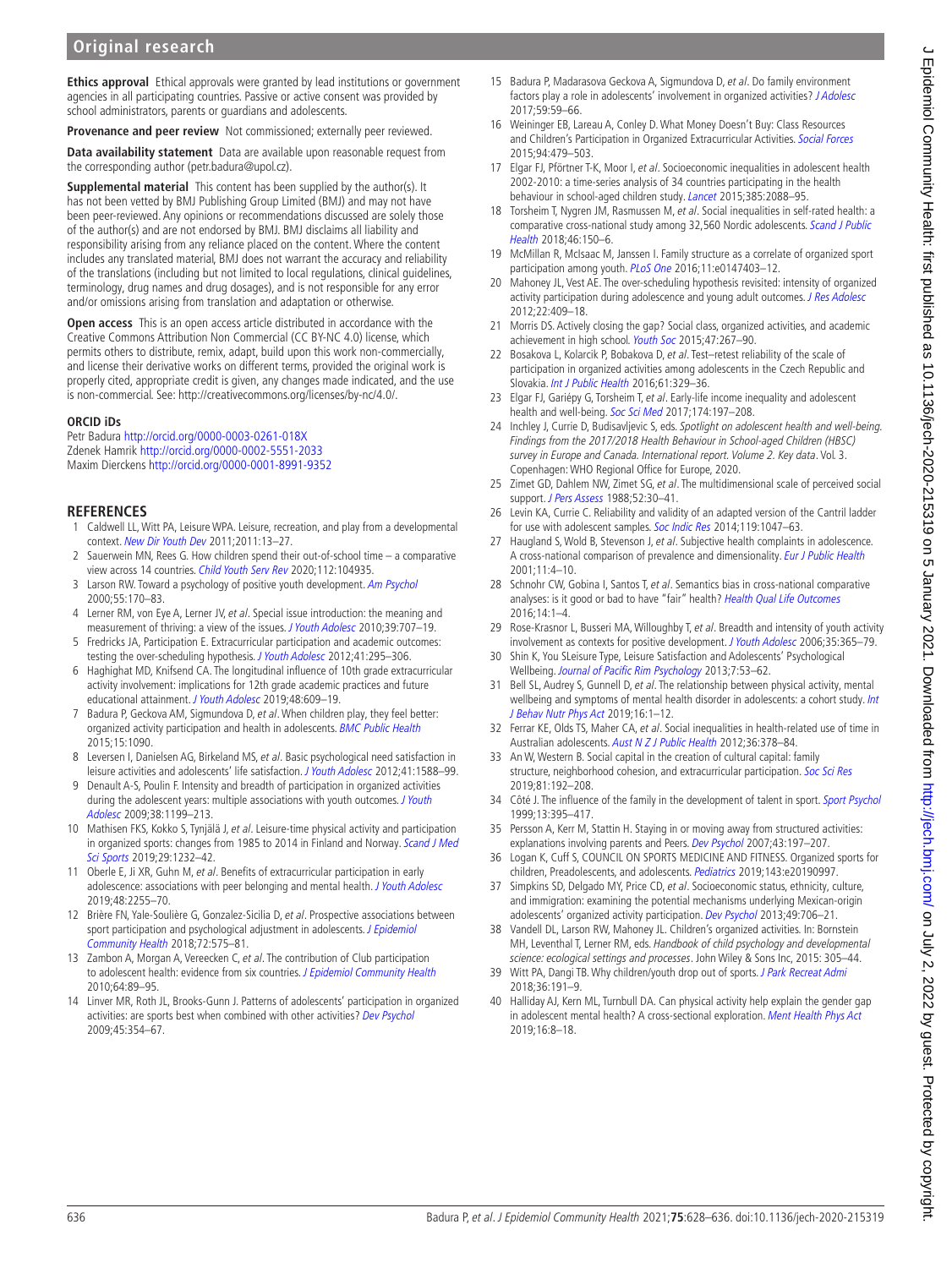**Ethics approval** Ethical approvals were granted by lead institutions or government agencies in all participating countries. Passive or active consent was provided by school administrators, parents or guardians and adolescents.

**Provenance and peer review** Not commissioned; externally peer reviewed.

**Data availability statement** Data are available upon reasonable request from the corresponding author (petr.badura@upol.cz).

**Supplemental material** This content has been supplied by the author(s). It has not been vetted by BMJ Publishing Group Limited (BMJ) and may not have been peer-reviewed. Any opinions or recommendations discussed are solely those of the author(s) and are not endorsed by BMJ. BMJ disclaims all liability and responsibility arising from any reliance placed on the content. Where the content includes any translated material, BMJ does not warrant the accuracy and reliability of the translations (including but not limited to local regulations, clinical guidelines, terminology, drug names and drug dosages), and is not responsible for any error and/or omissions arising from translation and adaptation or otherwise.

**Open access** This is an open access article distributed in accordance with the Creative Commons Attribution Non Commercial (CC BY-NC 4.0) license, which permits others to distribute, remix, adapt, build upon this work non-commercially, and license their derivative works on different terms, provided the original work is properly cited, appropriate credit is given, any changes made indicated, and the use is non-commercial. See: http://creativecommons.org/licenses/by-nc/4.0/.

**ORCID iDs**

Petr Badura http://orcid.org/0000-0003-0261-018X
Zdenek Hamrik http://orcid.org/0000-0002-5551-2033
Maxim Dierckens http://orcid.org/0000-0001-8991-9352

## REFERENCES

1. Caldwell LL, Witt PA, Leisure WPA. Leisure, recreation, and play from a developmental context. *New Dir Youth Dev* 2011;2011:13–27.
2. Sauerwein MN, Rees G. How children spend their out-of-school time – a comparative view across 14 countries. *Child Youth Serv Rev* 2020;112:104935.
3. Larson RW. Toward a psychology of positive youth development. *Am Psychol* 2000;55:170–83.
4. Lerner RM, von Eye A, Lerner JV, *et al*. Special issue introduction: the meaning and measurement of thriving: a view of the issues. *J Youth Adolesc* 2010;39:707–19.
5. Fredricks JA, Participation E. Extracurricular participation and academic outcomes: testing the over-scheduling hypothesis. *J Youth Adolesc* 2012;41:295–306.
6. Haghighat MD, Knifsend CA. The longitudinal influence of 10th grade extracurricular activity involvement: implications for 12th grade academic practices and future educational attainment. *J Youth Adolesc* 2019;48:609–19.
7. Badura P, Geckova AM, Sigmundova D, *et al*. When children play, they feel better: organized activity participation and health in adolescents. *BMC Public Health* 2015;15:1090.
8. Leversen I, Danielsen AG, Birkeland MS, *et al*. Basic psychological need satisfaction in leisure activities and adolescents' life satisfaction. *J Youth Adolesc* 2012;41:1588–99.
9. Denault A-S, Poulin F. Intensity and breadth of participation in organized activities during the adolescent years: multiple associations with youth outcomes. *J Youth Adolesc* 2009;38:1199–213.
10. Mathisen FKS, Kokko S, Tynjälä J, *et al*. Leisure-time physical activity and participation in organized sports: changes from 1985 to 2014 in Finland and Norway. *Scand J Med Sci Sports* 2019;29:1232–42.
11. Oberle E, Ji XR, Guhn M, *et al*. Benefits of extracurricular participation in early adolescence: associations with peer belonging and mental health. *J Youth Adolesc* 2019;48:2255–70.
12. Brière FN, Yale-Soulière G, Gonzalez-Sicilia D, *et al*. Prospective associations between sport participation and psychological adjustment in adolescents. *J Epidemiol Community Health* 2018;72:575–81.
13. Zambon A, Morgan A, Vereecken C, *et al*. The contribution of Club participation to adolescent health: evidence from six countries. *J Epidemiol Community Health* 2010;64:89–95.
14. Linver MR, Roth JL, Brooks-Gunn J. Patterns of adolescents' participation in organized activities: are sports best when combined with other activities? *Dev Psychol* 2009;45:354–67.
15. Badura P, Madarasova Geckova A, Sigmundova D, *et al*. Do family environment factors play a role in adolescents' involvement in organized activities? *J Adolesc* 2017;59:59–66.
16. Weininger EB, Lareau A, Conley D. What Money Doesn't Buy: Class Resources and Children's Participation in Organized Extracurricular Activities. *Social Forces* 2015;94:479–503.
17. Elgar FJ, Pförtner T-K, Moor I, *et al*. Socioeconomic inequalities in adolescent health 2002-2010: a time-series analysis of 34 countries participating in the health behaviour in school-aged children study. *Lancet* 2015;385:2088–95.
18. Torsheim T, Nygren JM, Rasmussen M, *et al*. Social inequalities in self-rated health: a comparative cross-national study among 32,560 Nordic adolescents. *Scand J Public Health* 2018;46:150–6.
19. McMillan R, McIsaac M, Janssen I. Family structure as a correlate of organized sport participation among youth. *PLoS One* 2016;11:e0147403–12.
20. Mahoney JL, Vest AE. The over-scheduling hypothesis revisited: intensity of organized activity participation during adolescence and young adult outcomes. *J Res Adolesc* 2012;22:409–18.
21. Morris DS. Actively closing the gap? Social class, organized activities, and academic achievement in high school. *Youth Soc* 2015;47:267–90.
22. Bosakova L, Kolarcik P, Bobakova D, *et al*. Test–retest reliability of the scale of participation in organized activities among adolescents in the Czech Republic and Slovakia. *Int J Public Health* 2016;61:329–36.
23. Elgar FJ, Gariépy G, Torsheim T, *et al*. Early-life income inequality and adolescent health and well-being. *Soc Sci Med* 2017;174:197–208.
24. Inchley J, Currie D, Budisavljevic S, eds. *Spotlight on adolescent health and well-being. Findings from the 2017/2018 Health Behaviour in School-aged Children (HBSC) survey in Europe and Canada. International report. Volume 2. Key data*. Vol. 3. Copenhagen: WHO Regional Office for Europe, 2020.
25. Zimet GD, Dahlem NW, Zimet SG, *et al*. The multidimensional scale of perceived social support. *J Pers Assess* 1988;52:30–41.
26. Levin KA, Currie C. Reliability and validity of an adapted version of the Cantril ladder for use with adolescent samples. *Soc Indic Res* 2014;119:1047–63.
27. Haugland S, Wold B, Stevenson J, *et al*. Subjective health complaints in adolescence. A cross-national comparison of prevalence and dimensionality. *Eur J Public Health* 2001;11:4–10.
28. Schnohr CW, Gobina I, Santos T, *et al*. Semantics bias in cross-national comparative analyses: is it good or bad to have "fair" health? *Health Qual Life Outcomes* 2016;14:1–4.
29. Rose-Krasnor L, Busseri MA, Willoughby T, *et al*. Breadth and intensity of youth activity involvement as contexts for positive development. *J Youth Adolesc* 2006;35:365–79.
30. Shin K, You SLeisure Type, Leisure Satisfaction and Adolescents' Psychological Wellbeing. *Journal of Pacific Rim Psychology* 2013;7:53–62.
31. Bell SL, Audrey S, Gunnell D, *et al*. The relationship between physical activity, mental wellbeing and symptoms of mental health disorder in adolescents: a cohort study. *Int J Behav Nutr Phys Act* 2019;16:1–12.
32. Ferrar KE, Olds TS, Maher CA, *et al*. Social inequalities in health-related use of time in Australian adolescents. *Aust N Z J Public Health* 2012;36:378–84.
33. An W, Western B. Social capital in the creation of cultural capital: family structure, neighborhood cohesion, and extracurricular participation. *Soc Sci Res* 2019;81:192–208.
34. Côté J. The influence of the family in the development of talent in sport. *Sport Psychol* 1999;13:395–417.
35. Persson A, Kerr M, Stattin H. Staying in or moving away from structured activities: explanations involving parents and Peers. *Dev Psychol* 2007;43:197–207.
36. Logan K, Cuff S, COUNCIL ON SPORTS MEDICINE AND FITNESS. Organized sports for children, Preadolescents, and adolescents. *Pediatrics* 2019;143:e20190997.
37. Simpkins SD, Delgado MY, Price CD, *et al*. Socioeconomic status, ethnicity, culture, and immigration: examining the potential mechanisms underlying Mexican-origin adolescents' organized activity participation. *Dev Psychol* 2013;49:706–21.
38. Vandell DL, Larson RW, Mahoney JL. Children's organized activities. In: Bornstein MH, Leventhal T, Lerner RM, eds. *Handbook of child psychology and developmental science: ecological settings and processes*. John Wiley & Sons Inc, 2015: 305–44.
39. Witt PA, Dangi TB. Why children/youth drop out of sports. *J Park Recreat Admi* 2018;36:191–9.
40. Halliday AJ, Kern ML, Turnbull DA. Can physical activity help explain the gender gap in adolescent mental health? A cross-sectional exploration. *Ment Health Phys Act* 2019;16:8–18.